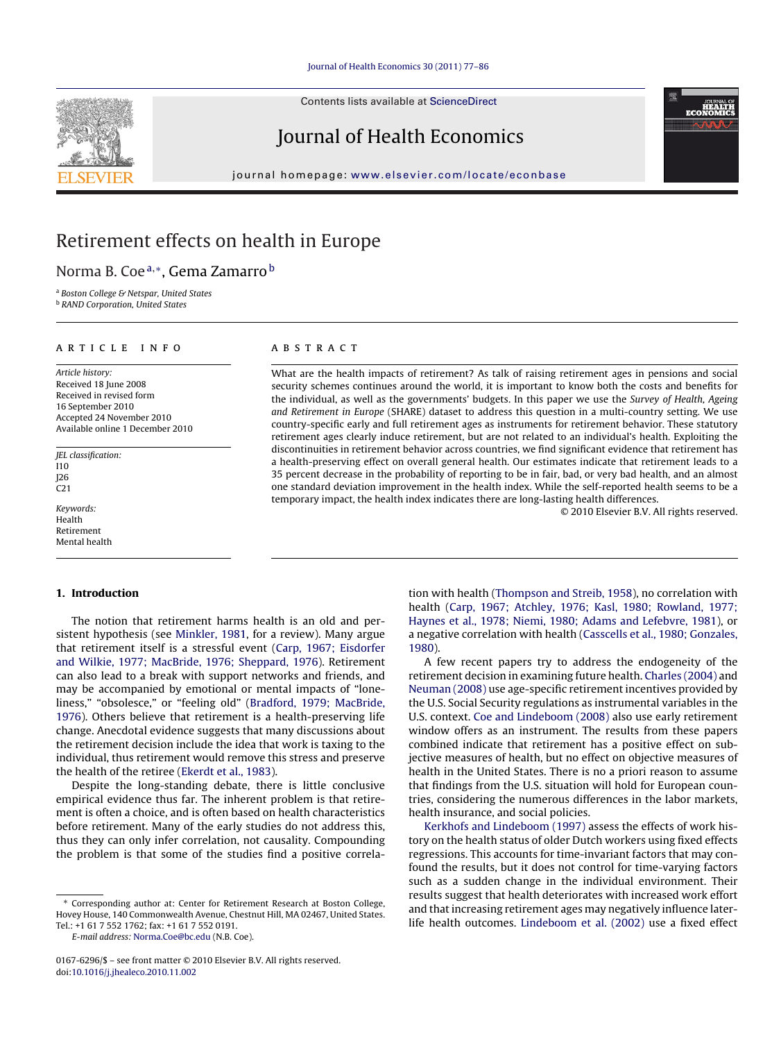# Retirement effects on health in Europe

Norma B. Coe [a,*], Gema Zamarro [b]

[a] Boston College & Netspar, United States
[b] RAND Corporation, United States

ARTICLE INFO

*Article history:*
Received 18 June 2008
Received in revised form 16 September 2010
Accepted 24 November 2010
Available online 1 December 2010

*JEL classification:*
I10
J26
C21

*Keywords:*
Health
Retirement
Mental health

ABSTRACT

What are the health impacts of retirement? As talk of raising retirement ages in pensions and social security schemes continues around the world, it is important to know both the costs and benefits for the individual, as well as the governments' budgets. In this paper we use the *Survey of Health, Ageing and Retirement in Europe* (SHARE) dataset to address this question in a multi-country setting. We use country-specific early and full retirement ages as instruments for retirement behavior. These statutory retirement ages clearly induce retirement, but are not related to an individual's health. Exploiting the discontinuities in retirement behavior across countries, we find significant evidence that retirement has a health-preserving effect on overall general health. Our estimates indicate that retirement leads to a 35 percent decrease in the probability of reporting to be in fair, bad, or very bad health, and an almost one standard deviation improvement in the health index. While the self-reported health seems to be a temporary impact, the health index indicates there are long-lasting health differences.

© 2010 Elsevier B.V. All rights reserved.

## 1. Introduction

The notion that retirement harms health is an old and persistent hypothesis (see Minkler, 1981, for a review). Many argue that retirement itself is a stressful event (Carp, 1967; Eisdorfer and Wilkie, 1977; MacBride, 1976; Sheppard, 1976). Retirement can also lead to a break with support networks and friends, and may be accompanied by emotional or mental impacts of "loneliness," "obsolesce," or "feeling old" (Bradford, 1979; MacBride, 1976). Others believe that retirement is a health-preserving life change. Anecdotal evidence suggests that many discussions about the retirement decision include the idea that work is taxing to the individual, thus retirement would remove this stress and preserve the health of the retiree (Ekerdt et al., 1983).

Despite the long-standing debate, there is little conclusive empirical evidence thus far. The inherent problem is that retirement is often a choice, and is often based on health characteristics before retirement. Many of the early studies do not address this, thus they can only infer correlation, not causality. Compounding the problem is that some of the studies find a positive correlation with health (Thompson and Streib, 1958), no correlation with health (Carp, 1967; Atchley, 1976; Kasl, 1980; Rowland, 1977; Haynes et al., 1978; Niemi, 1980; Adams and Lefebvre, 1981), or a negative correlation with health (Casscells et al., 1980; Gonzales, 1980).

A few recent papers try to address the endogeneity of the retirement decision in examining future health. Charles (2004) and Neuman (2008) use age-specific retirement incentives provided by the U.S. Social Security regulations as instrumental variables in the U.S. context. Coe and Lindeboom (2008) also use early retirement window offers as an instrument. The results from these papers combined indicate that retirement has a positive effect on subjective measures of health, but no effect on objective measures of health in the United States. There is no a priori reason to assume that findings from the U.S. situation will hold for European countries, considering the numerous differences in the labor markets, health insurance, and social policies.

Kerkhofs and Lindeboom (1997) assess the effects of work history on the health status of older Dutch workers using fixed effects regressions. This accounts for time-invariant factors that may confound the results, but it does not control for time-varying factors such as a sudden change in the individual environment. Their results suggest that health deteriorates with increased work effort and that increasing retirement ages may negatively influence later-life health outcomes. Lindeboom et al. (2002) use a fixed effect

\* Corresponding author at: Center for Retirement Research at Boston College, Hovey House, 140 Commonwealth Avenue, Chestnut Hill, MA 02467, United States. Tel.: +1 61 7 552 1762; fax: +1 61 7 552 0191.
*E-mail address:* Norma.Coe@bc.edu (N.B. Coe).

0167-6296/$ – see front matter © 2010 Elsevier B.V. All rights reserved.
doi:10.1016/j.jhealeco.2010.11.002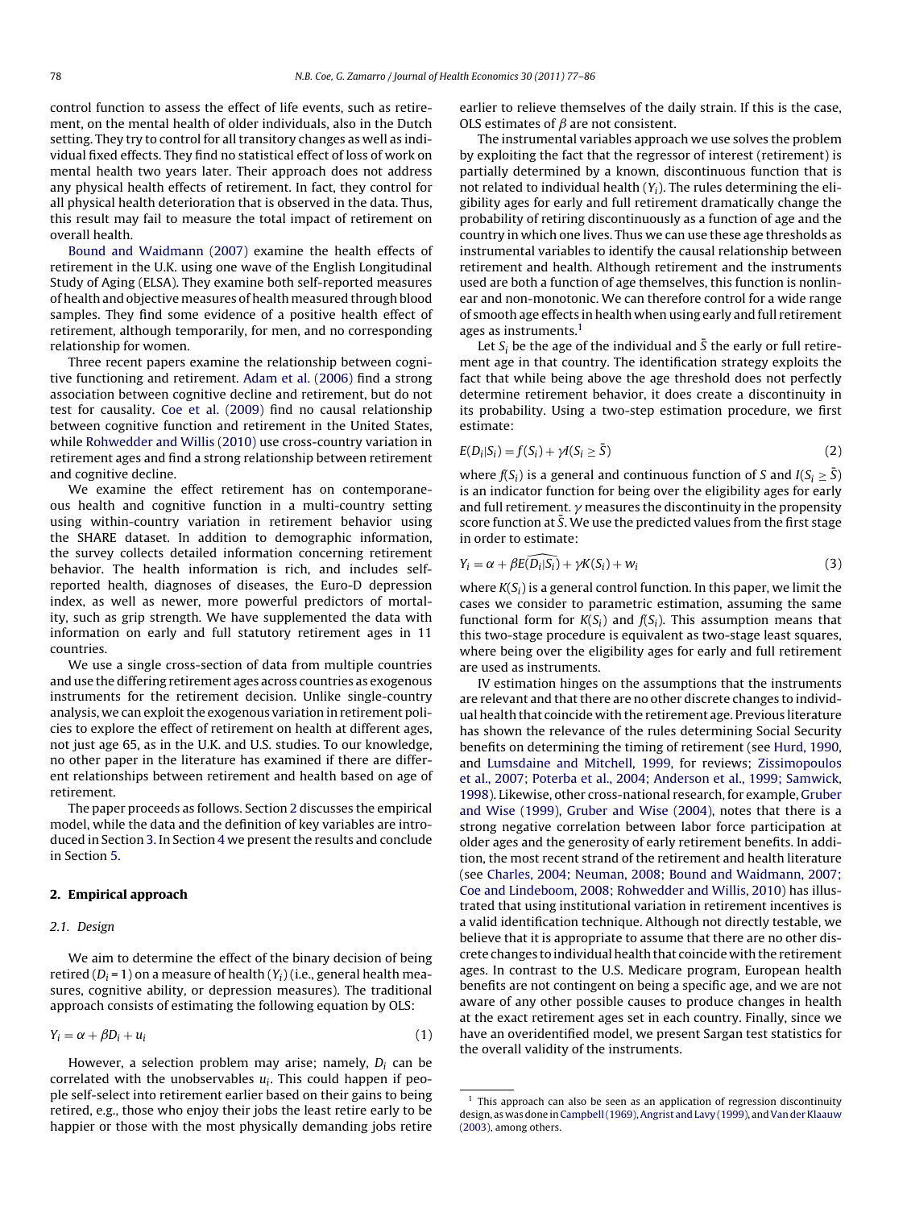control function to assess the effect of life events, such as retirement, on the mental health of older individuals, also in the Dutch setting. They try to control for all transitory changes as well as individual fixed effects. They find no statistical effect of loss of work on mental health two years later. Their approach does not address any physical health effects of retirement. In fact, they control for all physical health deterioration that is observed in the data. Thus, this result may fail to measure the total impact of retirement on overall health.

Bound and Waidmann (2007) examine the health effects of retirement in the U.K. using one wave of the English Longitudinal Study of Aging (ELSA). They examine both self-reported measures of health and objective measures of health measured through blood samples. They find some evidence of a positive health effect of retirement, although temporarily, for men, and no corresponding relationship for women.

Three recent papers examine the relationship between cognitive functioning and retirement. Adam et al. (2006) find a strong association between cognitive decline and retirement, but do not test for causality. Coe et al. (2009) find no causal relationship between cognitive function and retirement in the United States, while Rohwedder and Willis (2010) use cross-country variation in retirement ages and find a strong relationship between retirement and cognitive decline.

We examine the effect retirement has on contemporaneous health and cognitive function in a multi-country setting using within-country variation in retirement behavior using the SHARE dataset. In addition to demographic information, the survey collects detailed information concerning retirement behavior. The health information is rich, and includes self-reported health, diagnoses of diseases, the Euro-D depression index, as well as newer, more powerful predictors of mortality, such as grip strength. We have supplemented the data with information on early and full statutory retirement ages in 11 countries.

We use a single cross-section of data from multiple countries and use the differing retirement ages across countries as exogenous instruments for the retirement decision. Unlike single-country analysis, we can exploit the exogenous variation in retirement policies to explore the effect of retirement on health at different ages, not just age 65, as in the U.K. and U.S. studies. To our knowledge, no other paper in the literature has examined if there are different relationships between retirement and health based on age of retirement.

The paper proceeds as follows. Section 2 discusses the empirical model, while the data and the definition of key variables are introduced in Section 3. In Section 4 we present the results and conclude in Section 5.

## 2. Empirical approach

### 2.1. Design

We aim to determine the effect of the binary decision of being retired ($D_i = 1$) on a measure of health ($Y_i$) (i.e., general health measures, cognitive ability, or depression measures). The traditional approach consists of estimating the following equation by OLS:

$$Y_i = \alpha + \beta D_i + u_i \tag{1}$$

However, a selection problem may arise; namely, $D_i$ can be correlated with the unobservables $u_i$. This could happen if people self-select into retirement earlier based on their gains to being retired, e.g., those who enjoy their jobs the least retire early to be happier or those with the most physically demanding jobs retire earlier to relieve themselves of the daily strain. If this is the case, OLS estimates of $\beta$ are not consistent.

The instrumental variables approach we use solves the problem by exploiting the fact that the regressor of interest (retirement) is partially determined by a known, discontinuous function that is not related to individual health ($Y_i$). The rules determining the eligibility ages for early and full retirement dramatically change the probability of retiring discontinuously as a function of age and the country in which one lives. Thus we can use these age thresholds as instrumental variables to identify the causal relationship between retirement and health. Although retirement and the instruments used are both a function of age themselves, this function is nonlinear and non-monotonic. We can therefore control for a wide range of smooth age effects in health when using early and full retirement ages as instruments.[1]

Let $S_i$ be the age of the individual and $\bar{S}$ the early or full retirement age in that country. The identification strategy exploits the fact that while being above the age threshold does not perfectly determine retirement behavior, it does create a discontinuity in its probability. Using a two-step estimation procedure, we first estimate:

$$E(D_i|S_i) = f(S_i) + \gamma I(S_i \geq \bar{S}) \tag{2}$$

where $f(S_i)$ is a general and continuous function of $S$ and $I(S_i \geq \bar{S})$ is an indicator function for being over the eligibility ages for early and full retirement. $\gamma$ measures the discontinuity in the propensity score function at $\bar{S}$. We use the predicted values from the first stage in order to estimate:

$$Y_i = \alpha + \beta \widehat{E(D_i|S_i)} + \gamma K(S_i) + w_i \tag{3}$$

where $K(S_i)$ is a general control function. In this paper, we limit the cases we consider to parametric estimation, assuming the same functional form for $K(S_i)$ and $f(S_i)$. This assumption means that this two-stage procedure is equivalent as two-stage least squares, where being over the eligibility ages for early and full retirement are used as instruments.

IV estimation hinges on the assumptions that the instruments are relevant and that there are no other discrete changes to individual health that coincide with the retirement age. Previous literature has shown the relevance of the rules determining Social Security benefits on determining the timing of retirement (see Hurd, 1990, and Lumsdaine and Mitchell, 1999, for reviews; Zissimopoulos et al., 2007; Poterba et al., 2004; Anderson et al., 1999; Samwick, 1998). Likewise, other cross-national research, for example, Gruber and Wise (1999), Gruber and Wise (2004), notes that there is a strong negative correlation between labor force participation at older ages and the generosity of early retirement benefits. In addition, the most recent strand of the retirement and health literature (see Charles, 2004; Neuman, 2008; Bound and Waidmann, 2007; Coe and Lindeboom, 2008; Rohwedder and Willis, 2010) has illustrated that using institutional variation in retirement incentives is a valid identification technique. Although not directly testable, we believe that it is appropriate to assume that there are no other discrete changes to individual health that coincide with the retirement ages. In contrast to the U.S. Medicare program, European health benefits are not contingent on being a specific age, and we are not aware of any other possible causes to produce changes in health at the exact retirement ages set in each country. Finally, since we have an overidentified model, we present Sargan test statistics for the overall validity of the instruments.

[1] This approach can also be seen as an application of regression discontinuity design, as was done in Campbell (1969), Angrist and Lavy (1999), and Van der Klaauw (2003), among others.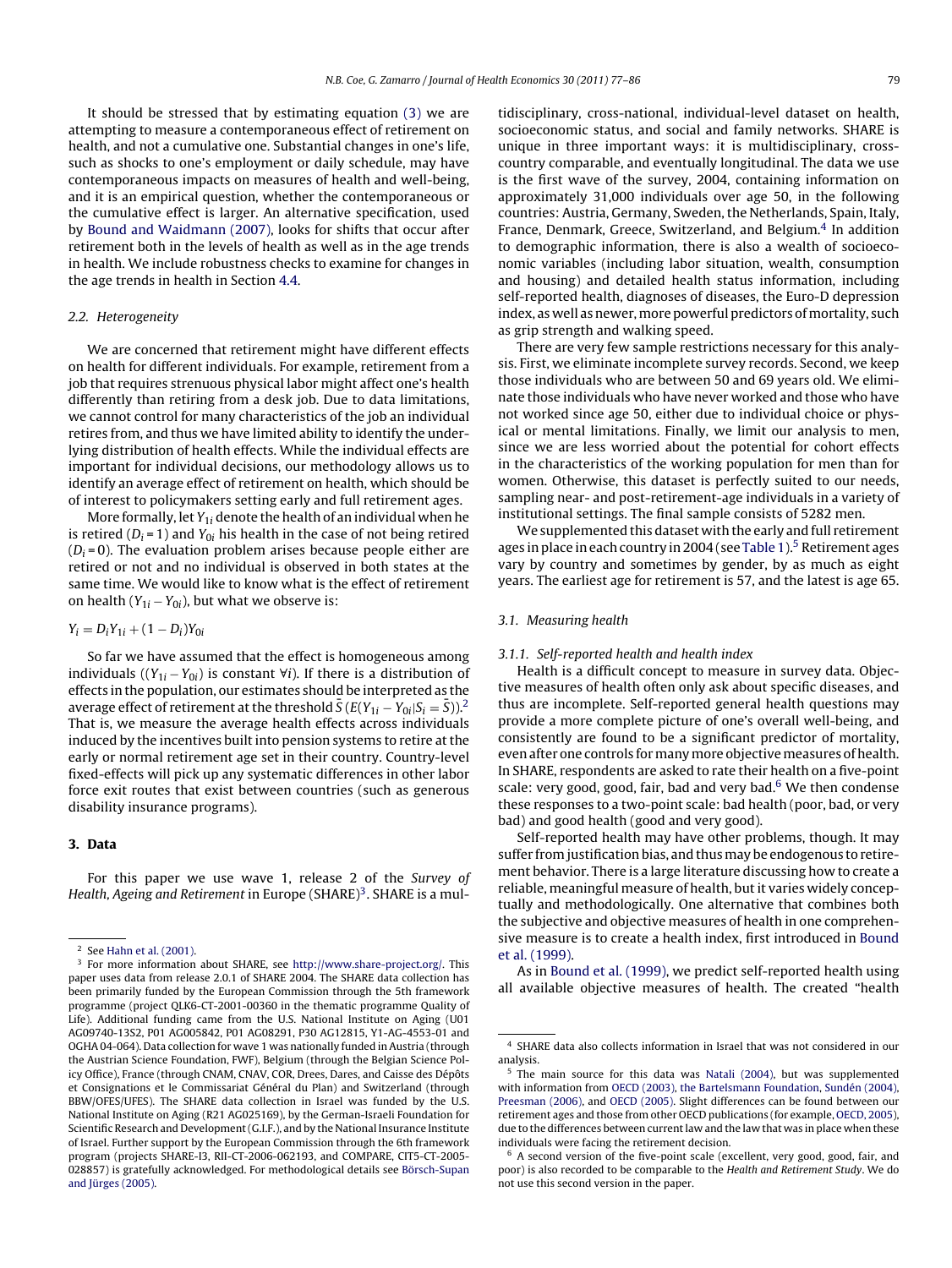It should be stressed that by estimating equation (3) we are attempting to measure a contemporaneous effect of retirement on health, and not a cumulative one. Substantial changes in one's life, such as shocks to one's employment or daily schedule, may have contemporaneous impacts on measures of health and well-being, and it is an empirical question, whether the contemporaneous or the cumulative effect is larger. An alternative specification, used by Bound and Waidmann (2007), looks for shifts that occur after retirement both in the levels of health as well as in the age trends in health. We include robustness checks to examine for changes in the age trends in health in Section 4.4.

### 2.2. Heterogeneity

We are concerned that retirement might have different effects on health for different individuals. For example, retirement from a job that requires strenuous physical labor might affect one's health differently than retiring from a desk job. Due to data limitations, we cannot control for many characteristics of the job an individual retires from, and thus we have limited ability to identify the underlying distribution of health effects. While the individual effects are important for individual decisions, our methodology allows us to identify an average effect of retirement on health, which should be of interest to policymakers setting early and full retirement ages.

More formally, let $Y_{1i}$ denote the health of an individual when he is retired ($D_i = 1$) and $Y_{0i}$ his health in the case of not being retired ($D_i = 0$). The evaluation problem arises because people either are retired or not and no individual is observed in both states at the same time. We would like to know what is the effect of retirement on health ($Y_{1i} - Y_{0i}$), but what we observe is:

$$Y_i = D_i Y_{1i} + (1 - D_i) Y_{0i}$$

So far we have assumed that the effect is homogeneous among individuals (($Y_{1i} - Y_{0i}$) is constant $\forall i$). If there is a distribution of effects in the population, our estimates should be interpreted as the average effect of retirement at the threshold $\bar{S}$ ($E(Y_{1i} - Y_{0i} | S_i = \bar{S})$).[2] That is, we measure the average health effects across individuals induced by the incentives built into pension systems to retire at the early or normal retirement age set in their country. Country-level fixed-effects will pick up any systematic differences in other labor force exit routes that exist between countries (such as generous disability insurance programs).

## 3. Data

For this paper we use wave 1, release 2 of the *Survey of Health, Ageing and Retirement* in Europe (SHARE)[3]. SHARE is a multidisciplinary, cross-national, individual-level dataset on health, socioeconomic status, and social and family networks. SHARE is unique in three important ways: it is multidisciplinary, cross-country comparable, and eventually longitudinal. The data we use is the first wave of the survey, 2004, containing information on approximately 31,000 individuals over age 50, in the following countries: Austria, Germany, Sweden, the Netherlands, Spain, Italy, France, Denmark, Greece, Switzerland, and Belgium.[4] In addition to demographic information, there is also a wealth of socioeconomic variables (including labor situation, wealth, consumption and housing) and detailed health status information, including self-reported health, diagnoses of diseases, the Euro-D depression index, as well as newer, more powerful predictors of mortality, such as grip strength and walking speed.

There are very few sample restrictions necessary for this analysis. First, we eliminate incomplete survey records. Second, we keep those individuals who are between 50 and 69 years old. We eliminate those individuals who have never worked and those who have not worked since age 50, either due to individual choice or physical or mental limitations. Finally, we limit our analysis to men, since we are less worried about the potential for cohort effects in the characteristics of the working population for men than for women. Otherwise, this dataset is perfectly suited to our needs, sampling near- and post-retirement-age individuals in a variety of institutional settings. The final sample consists of 5282 men.

We supplemented this dataset with the early and full retirement ages in place in each country in 2004 (see Table 1).[5] Retirement ages vary by country and sometimes by gender, by as much as eight years. The earliest age for retirement is 57, and the latest is age 65.

### 3.1. Measuring health

#### 3.1.1. Self-reported health and health index

Health is a difficult concept to measure in survey data. Objective measures of health often only ask about specific diseases, and thus are incomplete. Self-reported general health questions may provide a more complete picture of one's overall well-being, and consistently are found to be a significant predictor of mortality, even after one controls for many more objective measures of health. In SHARE, respondents are asked to rate their health on a five-point scale: very good, good, fair, bad and very bad.[6] We then condense these responses to a two-point scale: bad health (poor, bad, or very bad) and good health (good and very good).

Self-reported health may have other problems, though. It may suffer from justification bias, and thus may be endogenous to retirement behavior. There is a large literature discussing how to create a reliable, meaningful measure of health, but it varies widely conceptually and methodologically. One alternative that combines both the subjective and objective measures of health in one comprehensive measure is to create a health index, first introduced in Bound et al. (1999).

As in Bound et al. (1999), we predict self-reported health using all available objective measures of health. The created "health

---

[2] See Hahn et al. (2001).

[3] For more information about SHARE, see http://www.share-project.org/. This paper uses data from release 2.0.1 of SHARE 2004. The SHARE data collection has been primarily funded by the European Commission through the 5th framework programme (project QLK6-CT-2001-00360 in the thematic programme Quality of Life). Additional funding came from the U.S. National Institute on Aging (U01 AG09740-13S2, P01 AG005842, P01 AG08291, P30 AG12815, Y1-AG-4553-01 and OGHA 04-064). Data collection for wave 1 was nationally funded in Austria (through the Austrian Science Foundation, FWF), Belgium (through the Belgian Science Policy Office), France (through CNAM, CNAV, COR, Drees, Dares, and Caisse des Dépôts et Consignations et le Commissariat Général du Plan) and Switzerland (through BBW/OFES/UFES). The SHARE data collection in Israel was funded by the U.S. National Institute on Aging (R21 AG025169), by the German-Israeli Foundation for Scientific Research and Development (G.I.F.), and by the National Insurance Institute of Israel. Further support by the European Commission through the 6th framework program (projects SHARE-I3, RII-CT-2006-062193, and COMPARE, CIT5-CT-2005-028857) is gratefully acknowledged. For methodological details see Börsch-Supan and Jürges (2005).

[4] SHARE data also collects information in Israel that was not considered in our analysis.

[5] The main source for this data was Natali (2004), but was supplemented with information from OECD (2003), the Bartelsmann Foundation, Sundén (2004), Preesman (2006), and OECD (2005). Slight differences can be found between our retirement ages and those from other OECD publications (for example, OECD, 2005), due to the differences between current law and the law that was in place when these individuals were facing the retirement decision.

[6] A second version of the five-point scale (excellent, very good, good, fair, and poor) is also recorded to be comparable to the *Health and Retirement Study*. We do not use this second version in the paper.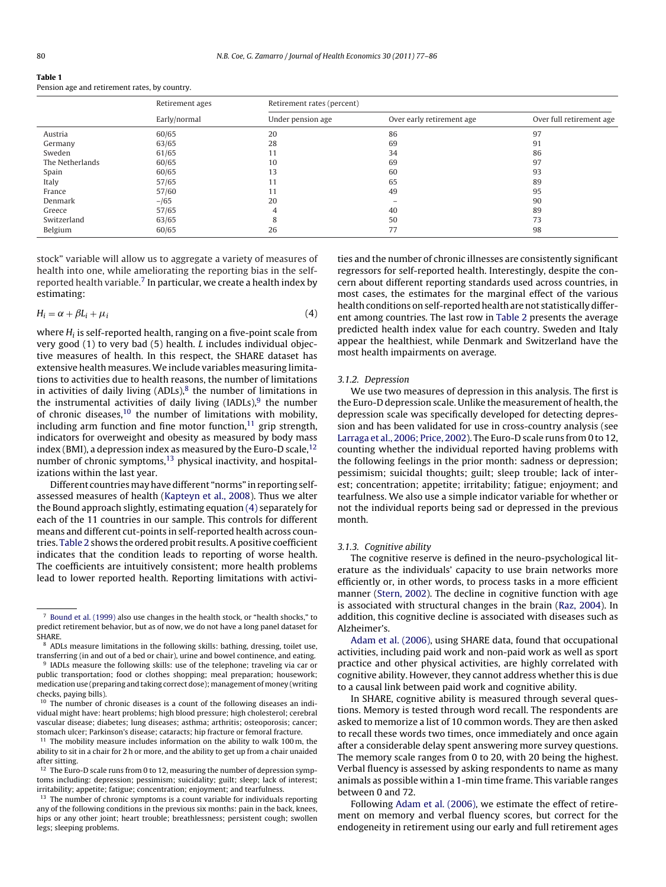**Table 1**
Pension age and retirement rates, by country.

| | Retirement ages | Retirement rates (percent) | | |
|---|---|---|---|---|
| | Early/normal | Under pension age | Over early retirement age | Over full retirement age |
| Austria | 60/65 | 20 | 86 | 97 |
| Germany | 63/65 | 28 | 69 | 91 |
| Sweden | 61/65 | 11 | 34 | 86 |
| The Netherlands | 60/65 | 10 | 69 | 97 |
| Spain | 60/65 | 13 | 60 | 93 |
| Italy | 57/65 | 11 | 65 | 89 |
| France | 57/60 | 11 | 49 | 95 |
| Denmark | –/65 | 20 | – | 90 |
| Greece | 57/65 | 4 | 40 | 89 |
| Switzerland | 63/65 | 8 | 50 | 73 |
| Belgium | 60/65 | 26 | 77 | 98 |

stock" variable will allow us to aggregate a variety of measures of health into one, while ameliorating the reporting bias in the self-reported health variable.[7] In particular, we create a health index by estimating:

$$H_i = \alpha + \beta L_i + \mu_i \tag{4}$$

where $H_i$ is self-reported health, ranging on a five-point scale from very good (1) to very bad (5) health. $L$ includes individual objective measures of health. In this respect, the SHARE dataset has extensive health measures. We include variables measuring limitations to activities due to health reasons, the number of limitations in activities of daily living (ADLs),[8] the number of limitations in the instrumental activities of daily living (IADLs),[9] the number of chronic diseases,[10] the number of limitations with mobility, including arm function and fine motor function,[11] grip strength, indicators for overweight and obesity as measured by body mass index (BMI), a depression index as measured by the Euro-D scale,[12] number of chronic symptoms,[13] physical inactivity, and hospitalizations within the last year.

Different countries may have different "norms" in reporting self-assessed measures of health (Kapteyn et al., 2008). Thus we alter the Bound approach slightly, estimating equation (4) separately for each of the 11 countries in our sample. This controls for different means and different cut-points in self-reported health across countries. Table 2 shows the ordered probit results. A positive coefficient indicates that the condition leads to reporting of worse health. The coefficients are intuitively consistent; more health problems lead to lower reported health. Reporting limitations with activities and the number of chronic illnesses are consistently significant regressors for self-reported health. Interestingly, despite the concern about different reporting standards used across countries, in most cases, the estimates for the marginal effect of the various health conditions on self-reported health are not statistically different among countries. The last row in Table 2 presents the average predicted health index value for each country. Sweden and Italy appear the healthiest, while Denmark and Switzerland have the most health impairments on average.

### 3.1.2. Depression

We use two measures of depression in this analysis. The first is the Euro-D depression scale. Unlike the measurement of health, the depression scale was specifically developed for detecting depression and has been validated for use in cross-country analysis (see Larraga et al., 2006; Price, 2002). The Euro-D scale runs from 0 to 12, counting whether the individual reported having problems with the following feelings in the prior month: sadness or depression; pessimism; suicidal thoughts; guilt; sleep trouble; lack of interest; concentration; appetite; irritability; fatigue; enjoyment; and tearfulness. We also use a simple indicator variable for whether or not the individual reports being sad or depressed in the previous month.

### 3.1.3. Cognitive ability

The cognitive reserve is defined in the neuro-psychological literature as the individuals' capacity to use brain networks more efficiently or, in other words, to process tasks in a more efficient manner (Stern, 2002). The decline in cognitive function with age is associated with structural changes in the brain (Raz, 2004). In addition, this cognitive decline is associated with diseases such as Alzheimer's.

Adam et al. (2006), using SHARE data, found that occupational activities, including paid work and non-paid work as well as sport practice and other physical activities, are highly correlated with cognitive ability. However, they cannot address whether this is due to a causal link between paid work and cognitive ability.

In SHARE, cognitive ability is measured through several questions. Memory is tested through word recall. The respondents are asked to memorize a list of 10 common words. They are then asked to recall these words two times, once immediately and once again after a considerable delay spent answering more survey questions. The memory scale ranges from 0 to 20, with 20 being the highest. Verbal fluency is assessed by asking respondents to name as many animals as possible within a 1-min time frame. This variable ranges between 0 and 72.

Following Adam et al. (2006), we estimate the effect of retirement on memory and verbal fluency scores, but correct for the endogeneity in retirement using our early and full retirement ages

---

[7] Bound et al. (1999) also use changes in the health stock, or "health shocks," to predict retirement behavior, but as of now, we do not have a long panel dataset for SHARE.

[8] ADLs measure limitations in the following skills: bathing, dressing, toilet use, transferring (in and out of a bed or chair), urine and bowel continence, and eating.

[9] IADLs measure the following skills: use of the telephone; traveling via car or public transportation; food or clothes shopping; meal preparation; housework; medication use (preparing and taking correct dose); management of money (writing checks, paying bills).

[10] The number of chronic diseases is a count of the following diseases an individual might have: heart problems; high blood pressure; high cholesterol; cerebral vascular disease; diabetes; lung diseases; asthma; arthritis; osteoporosis; cancer; stomach ulcer; Parkinson's disease; cataracts; hip fracture or femoral fracture.

[11] The mobility measure includes information on the ability to walk 100 m, the ability to sit in a chair for 2 h or more, and the ability to get up from a chair unaided after sitting.

[12] The Euro-D scale runs from 0 to 12, measuring the number of depression symptoms including: depression; pessimism; suicidality; guilt; sleep; lack of interest; irritability; appetite; fatigue; concentration; enjoyment; and tearfulness.

[13] The number of chronic symptoms is a count variable for individuals reporting any of the following conditions in the previous six months: pain in the back, knees, hips or any other joint; heart trouble; breathlessness; persistent cough; swollen legs; sleeping problems.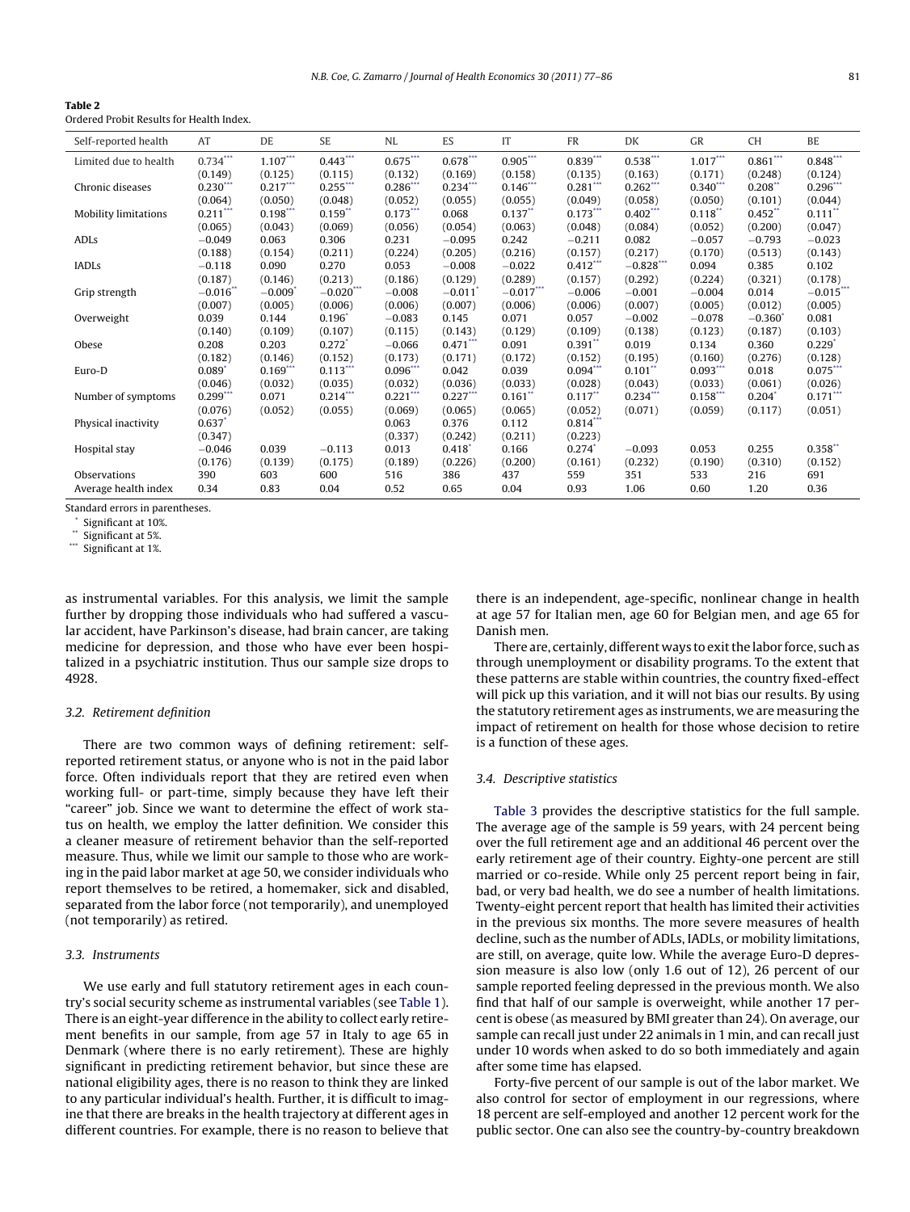**Table 2**
Ordered Probit Results for Health Index.

| Self-reported health | AT | DE | SE | NL | ES | IT | FR | DK | GR | CH | BE |
|---|---|---|---|---|---|---|---|---|---|---|---|
| Limited due to health | 0.734*** | 1.107*** | 0.443*** | 0.675*** | 0.678*** | 0.905*** | 0.839*** | 0.538*** | 1.017*** | 0.861*** | 0.848*** |
| | (0.149) | (0.125) | (0.115) | (0.132) | (0.169) | (0.158) | (0.135) | (0.163) | (0.171) | (0.248) | (0.124) |
| Chronic diseases | 0.230*** | 0.217*** | 0.255*** | 0.286*** | 0.234*** | 0.146*** | 0.281*** | 0.262*** | 0.340*** | 0.208** | 0.296*** |
| | (0.064) | (0.050) | (0.048) | (0.052) | (0.055) | (0.055) | (0.049) | (0.058) | (0.050) | (0.101) | (0.044) |
| Mobility limitations | 0.211*** | 0.198*** | 0.159** | 0.173*** | 0.068 | 0.137** | 0.173*** | 0.402*** | 0.118** | 0.452** | 0.111** |
| | (0.065) | (0.043) | (0.069) | (0.056) | (0.054) | (0.063) | (0.048) | (0.084) | (0.052) | (0.200) | (0.047) |
| ADLs | −0.049 | 0.063 | 0.306 | 0.231 | −0.095 | 0.242 | −0.211 | 0.082 | −0.057 | −0.793 | −0.023 |
| | (0.188) | (0.154) | (0.211) | (0.224) | (0.205) | (0.216) | (0.157) | (0.217) | (0.170) | (0.513) | (0.143) |
| IADLs | −0.118 | 0.090 | 0.270 | 0.053 | −0.008 | −0.022 | 0.412*** | −0.828*** | 0.094 | 0.385 | 0.102 |
| | (0.187) | (0.146) | (0.213) | (0.186) | (0.129) | (0.289) | (0.157) | (0.292) | (0.224) | (0.321) | (0.178) |
| Grip strength | −0.016** | −0.009* | −0.020*** | −0.008 | −0.011* | −0.017*** | −0.006 | −0.001 | −0.004 | 0.014 | −0.015*** |
| | (0.007) | (0.005) | (0.006) | (0.006) | (0.007) | (0.006) | (0.006) | (0.007) | (0.005) | (0.012) | (0.005) |
| Overweight | 0.039 | 0.144 | 0.196* | −0.083 | 0.145 | 0.071 | 0.057 | −0.002 | −0.078 | −0.360* | 0.081 |
| | (0.140) | (0.109) | (0.107) | (0.115) | (0.143) | (0.129) | (0.109) | (0.138) | (0.123) | (0.187) | (0.103) |
| Obese | 0.208 | 0.203 | 0.272* | −0.066 | 0.471*** | 0.091 | 0.391** | 0.019 | 0.134 | 0.360 | 0.229* |
| | (0.182) | (0.146) | (0.152) | (0.173) | (0.171) | (0.172) | (0.152) | (0.195) | (0.160) | (0.276) | (0.128) |
| Euro-D | 0.089* | 0.169*** | 0.113*** | 0.096*** | 0.042 | 0.039 | 0.094*** | 0.101** | 0.093*** | 0.018 | 0.075*** |
| | (0.046) | (0.032) | (0.035) | (0.032) | (0.036) | (0.033) | (0.028) | (0.043) | (0.033) | (0.061) | (0.026) |
| Number of symptoms | 0.299*** | 0.071 | 0.214*** | 0.221*** | 0.227*** | 0.161** | 0.117** | 0.234*** | 0.158*** | 0.204* | 0.171*** |
| | (0.076) | (0.052) | (0.055) | (0.069) | (0.065) | (0.065) | (0.052) | (0.071) | (0.059) | (0.117) | (0.051) |
| Physical inactivity | 0.637* | | | 0.063 | 0.376 | 0.112 | 0.814*** | | | | |
| | (0.347) | | | (0.337) | (0.242) | (0.211) | (0.223) | | | | |
| Hospital stay | −0.046 | 0.039 | −0.113 | 0.013 | 0.418* | 0.166 | 0.274* | −0.093 | 0.053 | 0.255 | 0.358** |
| | (0.176) | (0.139) | (0.175) | (0.189) | (0.226) | (0.200) | (0.161) | (0.232) | (0.190) | (0.310) | (0.152) |
| Observations | 390 | 603 | 600 | 516 | 386 | 437 | 559 | 351 | 533 | 216 | 691 |
| Average health index | 0.34 | 0.83 | 0.04 | 0.52 | 0.65 | 0.04 | 0.93 | 1.06 | 0.60 | 1.20 | 0.36 |

Standard errors in parentheses.
* Significant at 10%.
** Significant at 5%.
*** Significant at 1%.

as instrumental variables. For this analysis, we limit the sample further by dropping those individuals who had suffered a vascular accident, have Parkinson's disease, had brain cancer, are taking medicine for depression, and those who have ever been hospitalized in a psychiatric institution. Thus our sample size drops to 4928.

### 3.2. Retirement definition

There are two common ways of defining retirement: self-reported retirement status, or anyone who is not in the paid labor force. Often individuals report that they are retired even when working full- or part-time, simply because they have left their "career" job. Since we want to determine the effect of work status on health, we employ the latter definition. We consider this a cleaner measure of retirement behavior than the self-reported measure. Thus, while we limit our sample to those who are working in the paid labor market at age 50, we consider individuals who report themselves to be retired, a homemaker, sick and disabled, separated from the labor force (not temporarily), and unemployed (not temporarily) as retired.

### 3.3. Instruments

We use early and full statutory retirement ages in each country's social security scheme as instrumental variables (see Table 1). There is an eight-year difference in the ability to collect early retirement benefits in our sample, from age 57 in Italy to age 65 in Denmark (where there is no early retirement). These are highly significant in predicting retirement behavior, but since these are national eligibility ages, there is no reason to think they are linked to any particular individual's health. Further, it is difficult to imagine that there are breaks in the health trajectory at different ages in different countries. For example, there is no reason to believe that there is an independent, age-specific, nonlinear change in health at age 57 for Italian men, age 60 for Belgian men, and age 65 for Danish men.

There are, certainly, different ways to exit the labor force, such as through unemployment or disability programs. To the extent that these patterns are stable within countries, the country fixed-effect will pick up this variation, and it will not bias our results. By using the statutory retirement ages as instruments, we are measuring the impact of retirement on health for those whose decision to retire is a function of these ages.

### 3.4. Descriptive statistics

Table 3 provides the descriptive statistics for the full sample. The average age of the sample is 59 years, with 24 percent being over the full retirement age and an additional 46 percent over the early retirement age of their country. Eighty-one percent are still married or co-reside. While only 25 percent report being in fair, bad, or very bad health, we do see a number of health limitations. Twenty-eight percent report that health has limited their activities in the previous six months. The more severe measures of health decline, such as the number of ADLs, IADLs, or mobility limitations, are still, on average, quite low. While the average Euro-D depression measure is also low (only 1.6 out of 12), 26 percent of our sample reported feeling depressed in the previous month. We also find that half of our sample is overweight, while another 17 percent is obese (as measured by BMI greater than 24). On average, our sample can recall just under 22 animals in 1 min, and can recall just under 10 words when asked to do so both immediately and again after some time has elapsed.

Forty-five percent of our sample is out of the labor market. We also control for sector of employment in our regressions, where 18 percent are self-employed and another 12 percent work for the public sector. One can also see the country-by-country breakdown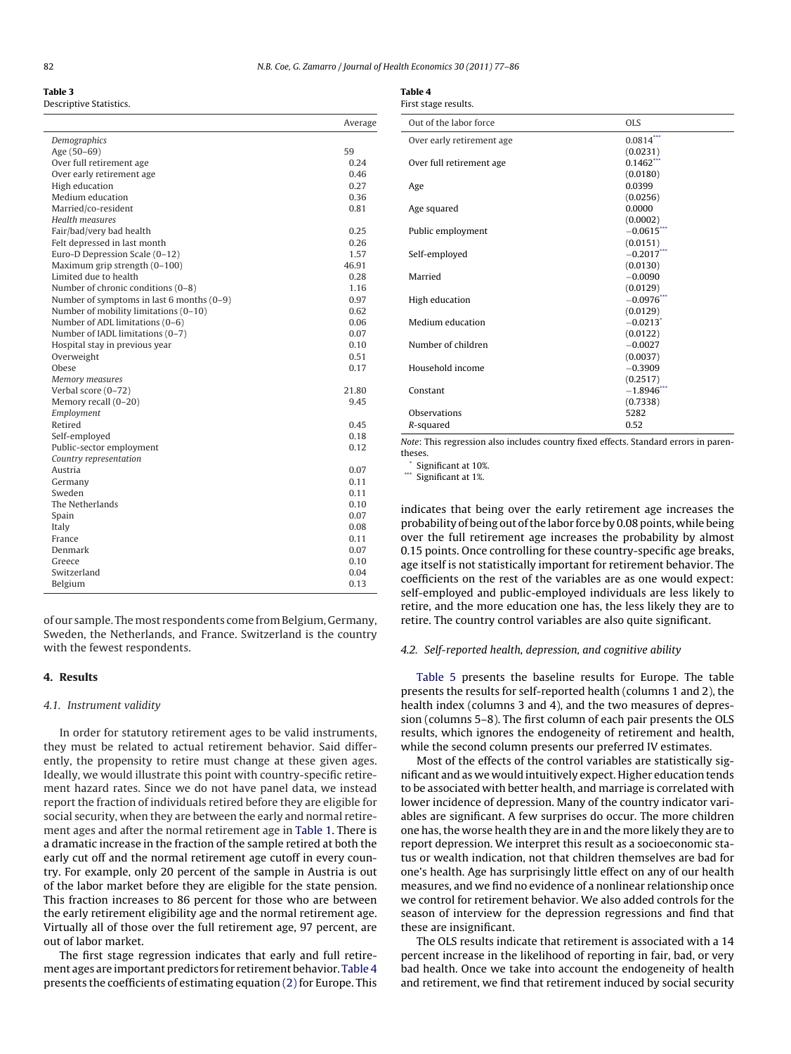**Table 3**
Descriptive Statistics.

| | Average |
|---|---|
| *Demographics* | |
| Age (50–69) | 59 |
| Over full retirement age | 0.24 |
| Over early retirement age | 0.46 |
| High education | 0.27 |
| Medium education | 0.36 |
| Married/co-resident | 0.81 |
| *Health measures* | |
| Fair/bad/very bad health | 0.25 |
| Felt depressed in last month | 0.26 |
| Euro-D Depression Scale (0–12) | 1.57 |
| Maximum grip strength (0–100) | 46.91 |
| Limited due to health | 0.28 |
| Number of chronic conditions (0–8) | 1.16 |
| Number of symptoms in last 6 months (0–9) | 0.97 |
| Number of mobility limitations (0–10) | 0.62 |
| Number of ADL limitations (0–6) | 0.06 |
| Number of IADL limitations (0–7) | 0.07 |
| Hospital stay in previous year | 0.10 |
| Overweight | 0.51 |
| Obese | 0.17 |
| *Memory measures* | |
| Verbal score (0–72) | 21.80 |
| Memory recall (0–20) | 9.45 |
| *Employment* | |
| Retired | 0.45 |
| Self-employed | 0.18 |
| Public-sector employment | 0.12 |
| *Country representation* | |
| Austria | 0.07 |
| Germany | 0.11 |
| Sweden | 0.11 |
| The Netherlands | 0.10 |
| Spain | 0.07 |
| Italy | 0.08 |
| France | 0.11 |
| Denmark | 0.07 |
| Greece | 0.10 |
| Switzerland | 0.04 |
| Belgium | 0.13 |

of our sample. The most respondents come from Belgium, Germany, Sweden, the Netherlands, and France. Switzerland is the country with the fewest respondents.

## 4. Results

### 4.1. Instrument validity

In order for statutory retirement ages to be valid instruments, they must be related to actual retirement behavior. Said differently, the propensity to retire must change at these given ages. Ideally, we would illustrate this point with country-specific retirement hazard rates. Since we do not have panel data, we instead report the fraction of individuals retired before they are eligible for social security, when they are between the early and normal retirement ages and after the normal retirement age in Table 1. There is a dramatic increase in the fraction of the sample retired at both the early cut off and the normal retirement age cutoff in every country. For example, only 20 percent of the sample in Austria is out of the labor market before they are eligible for the state pension. This fraction increases to 86 percent for those who are between the early retirement eligibility age and the normal retirement age. Virtually all of those over the full retirement age, 97 percent, are out of labor market.

The first stage regression indicates that early and full retirement ages are important predictors for retirement behavior. Table 4 presents the coefficients of estimating equation (2) for Europe. This

**Table 4**
First stage results.

| Out of the labor force | OLS |
|---|---|
| Over early retirement age | 0.0814*** |
| | (0.0231) |
| Over full retirement age | 0.1462*** |
| | (0.0180) |
| Age | 0.0399 |
| | (0.0256) |
| Age squared | 0.0000 |
| | (0.0002) |
| Public employment | −0.0615*** |
| | (0.0151) |
| Self-employed | −0.2017*** |
| | (0.0130) |
| Married | −0.0090 |
| | (0.0129) |
| High education | −0.0976*** |
| | (0.0129) |
| Medium education | −0.0213* |
| | (0.0122) |
| Number of children | −0.0027 |
| | (0.0037) |
| Household income | −0.3909 |
| | (0.2517) |
| Constant | −1.8946*** |
| | (0.7338) |
| Observations | 5282 |
| *R*-squared | 0.52 |

*Note*: This regression also includes country fixed effects. Standard errors in parentheses.

\* Significant at 10%.

\*\*\* Significant at 1%.

indicates that being over the early retirement age increases the probability of being out of the labor force by 0.08 points, while being over the full retirement age increases the probability by almost 0.15 points. Once controlling for these country-specific age breaks, age itself is not statistically important for retirement behavior. The coefficients on the rest of the variables are as one would expect: self-employed and public-employed individuals are less likely to retire, and the more education one has, the less likely they are to retire. The country control variables are also quite significant.

### 4.2. Self-reported health, depression, and cognitive ability

Table 5 presents the baseline results for Europe. The table presents the results for self-reported health (columns 1 and 2), the health index (columns 3 and 4), and the two measures of depression (columns 5–8). The first column of each pair presents the OLS results, which ignores the endogeneity of retirement and health, while the second column presents our preferred IV estimates.

Most of the effects of the control variables are statistically significant and as we would intuitively expect. Higher education tends to be associated with better health, and marriage is correlated with lower incidence of depression. Many of the country indicator variables are significant. A few surprises do occur. The more children one has, the worse health they are in and the more likely they are to report depression. We interpret this result as a socioeconomic status or wealth indication, not that children themselves are bad for one's health. Age has surprisingly little effect on any of our health measures, and we find no evidence of a nonlinear relationship once we control for retirement behavior. We also added controls for the season of interview for the depression regressions and find that these are insignificant.

The OLS results indicate that retirement is associated with a 14 percent increase in the likelihood of reporting in fair, bad, or very bad health. Once we take into account the endogeneity of health and retirement, we find that retirement induced by social security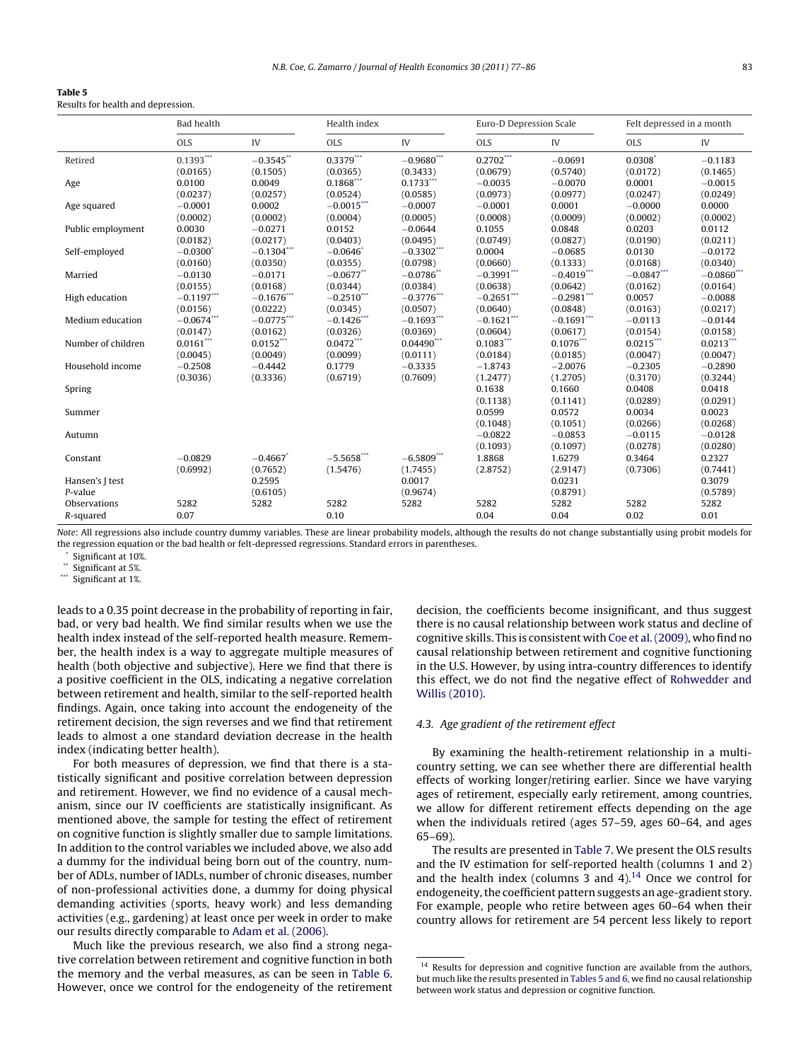**Table 5**
Results for health and depression.

| | Bad health | | Health index | | Euro-D Depression Scale | | Felt depressed in a month | |
|---|---|---|---|---|---|---|---|---|
| | OLS | IV | OLS | IV | OLS | IV | OLS | IV |
| Retired | 0.1393*** | −0.3545** | 0.3379*** | −0.9680*** | 0.2702*** | −0.0691 | 0.0308* | −0.1183 |
| | (0.0165) | (0.1505) | (0.0365) | (0.3433) | (0.0679) | (0.5740) | (0.0172) | (0.1465) |
| Age | 0.0100 | 0.0049 | 0.1868*** | 0.1733*** | −0.0035 | −0.0070 | 0.0001 | −0.0015 |
| | (0.0237) | (0.0257) | (0.0524) | (0.0585) | (0.0973) | (0.0977) | (0.0247) | (0.0249) |
| Age squared | −0.0001 | 0.0002 | −0.0015*** | −0.0007 | −0.0001 | 0.0001 | −0.0000 | 0.0000 |
| | (0.0002) | (0.0002) | (0.0004) | (0.0005) | (0.0008) | (0.0009) | (0.0002) | (0.0002) |
| Public employment | 0.0030 | −0.0271 | 0.0152 | −0.0644 | 0.1055 | 0.0848 | 0.0203 | 0.0112 |
| | (0.0182) | (0.0217) | (0.0403) | (0.0495) | (0.0749) | (0.0827) | (0.0190) | (0.0211) |
| Self-employed | −0.0300* | −0.1304*** | −0.0646* | −0.3302*** | 0.0004 | −0.0685 | 0.0130 | −0.0172 |
| | (0.0160) | (0.0350) | (0.0355) | (0.0798) | (0.0660) | (0.1333) | (0.0168) | (0.0340) |
| Married | −0.0130 | −0.0171 | −0.0677** | −0.0786** | −0.3991*** | −0.4019*** | −0.0847*** | −0.0860*** |
| | (0.0155) | (0.0168) | (0.0344) | (0.0384) | (0.0638) | (0.0642) | (0.0162) | (0.0164) |
| High education | −0.1197*** | −0.1676*** | −0.2510*** | −0.3776*** | −0.2651*** | −0.2981*** | 0.0057 | −0.0088 |
| | (0.0156) | (0.0222) | (0.0345) | (0.0507) | (0.0640) | (0.0848) | (0.0163) | (0.0217) |
| Medium education | −0.0674*** | −0.0775*** | −0.1426*** | −0.1693*** | −0.1621*** | −0.1691*** | −0.0113 | −0.0144 |
| | (0.0147) | (0.0162) | (0.0326) | (0.0369) | (0.0604) | (0.0617) | (0.0154) | (0.0158) |
| Number of children | 0.0161*** | 0.0152*** | 0.0472*** | 0.04490*** | 0.1083*** | 0.1076*** | 0.0215*** | 0.0213*** |
| | (0.0045) | (0.0049) | (0.0099) | (0.0111) | (0.0184) | (0.0185) | (0.0047) | (0.0047) |
| Household income | −0.2508 | −0.4442 | 0.1779 | −0.3335 | −1.8743 | −2.0076 | −0.2305 | −0.2890 |
| | (0.3036) | (0.3336) | (0.6719) | (0.7609) | (1.2477) | (1.2705) | (0.3170) | (0.3244) |
| Spring | | | | | 0.1638 | 0.1660 | 0.0408 | 0.0418 |
| | | | | | (0.1138) | (0.1141) | (0.0289) | (0.0291) |
| Summer | | | | | 0.0599 | 0.0572 | 0.0034 | 0.0023 |
| | | | | | (0.1048) | (0.1051) | (0.0266) | (0.0268) |
| Autumn | | | | | −0.0822 | −0.0853 | −0.0115 | −0.0128 |
| | | | | | (0.1093) | (0.1097) | (0.0278) | (0.0280) |
| Constant | −0.0829 | −0.4667* | −5.5658*** | −6.5809*** | 1.8868 | 1.6279 | 0.3464 | 0.2327 |
| | (0.6992) | (0.7652) | (1.5476) | (1.7455) | (2.8752) | (2.9147) | (0.7306) | (0.7441) |
| Hansen's J test | | 0.2595 | | 0.0017 | | 0.0231 | | 0.3079 |
| *P*-value | | (0.6105) | | (0.9674) | | (0.8791) | | (0.5789) |
| Observations | 5282 | 5282 | 5282 | 5282 | 5282 | 5282 | 5282 | 5282 |
| *R*-squared | 0.07 | | 0.10 | | 0.04 | 0.04 | 0.02 | 0.01 |

*Note*: All regressions also include country dummy variables. These are linear probability models, although the results do not change substantially using probit models for the regression equation or the bad health or felt-depressed regressions. Standard errors in parentheses.

\* Significant at 10%.
\*\* Significant at 5%.
\*\*\* Significant at 1%.

leads to a 0.35 point decrease in the probability of reporting in fair, bad, or very bad health. We find similar results when we use the health index instead of the self-reported health measure. Remember, the health index is a way to aggregate multiple measures of health (both objective and subjective). Here we find that there is a positive coefficient in the OLS, indicating a negative correlation between retirement and health, similar to the self-reported health findings. Again, once taking into account the endogeneity of the retirement decision, the sign reverses and we find that retirement leads to almost a one standard deviation decrease in the health index (indicating better health).

For both measures of depression, we find that there is a statistically significant and positive correlation between depression and retirement. However, we find no evidence of a causal mechanism, since our IV coefficients are statistically insignificant. As mentioned above, the sample for testing the effect of retirement on cognitive function is slightly smaller due to sample limitations. In addition to the control variables we included above, we also add a dummy for the individual being born out of the country, number of ADLs, number of IADLs, number of chronic diseases, number of non-professional activities done, a dummy for doing physical demanding activities (sports, heavy work) and less demanding activities (e.g., gardening) at least once per week in order to make our results directly comparable to Adam et al. (2006).

Much like the previous research, we also find a strong negative correlation between retirement and cognitive function in both the memory and the verbal measures, as can be seen in Table 6. However, once we control for the endogeneity of the retirement decision, the coefficients become insignificant, and thus suggest there is no causal relationship between work status and decline of cognitive skills. This is consistent with Coe et al. (2009), who find no causal relationship between retirement and cognitive functioning in the U.S. However, by using intra-country differences to identify this effect, we do not find the negative effect of Rohwedder and Willis (2010).

### 4.3. Age gradient of the retirement effect

By examining the health-retirement relationship in a multi-country setting, we can see whether there are differential health effects of working longer/retiring earlier. Since we have varying ages of retirement, especially early retirement, among countries, we allow for different retirement effects depending on the age when the individuals retired (ages 57–59, ages 60–64, and ages 65–69).

The results are presented in Table 7. We present the OLS results and the IV estimation for self-reported health (columns 1 and 2) and the health index (columns 3 and 4).[14] Once we control for endogeneity, the coefficient pattern suggests an age-gradient story. For example, people who retire between ages 60–64 when their country allows for retirement are 54 percent less likely to report

[14] Results for depression and cognitive function are available from the authors, but much like the results presented in Tables 5 and 6, we find no causal relationship between work status and depression or cognitive function.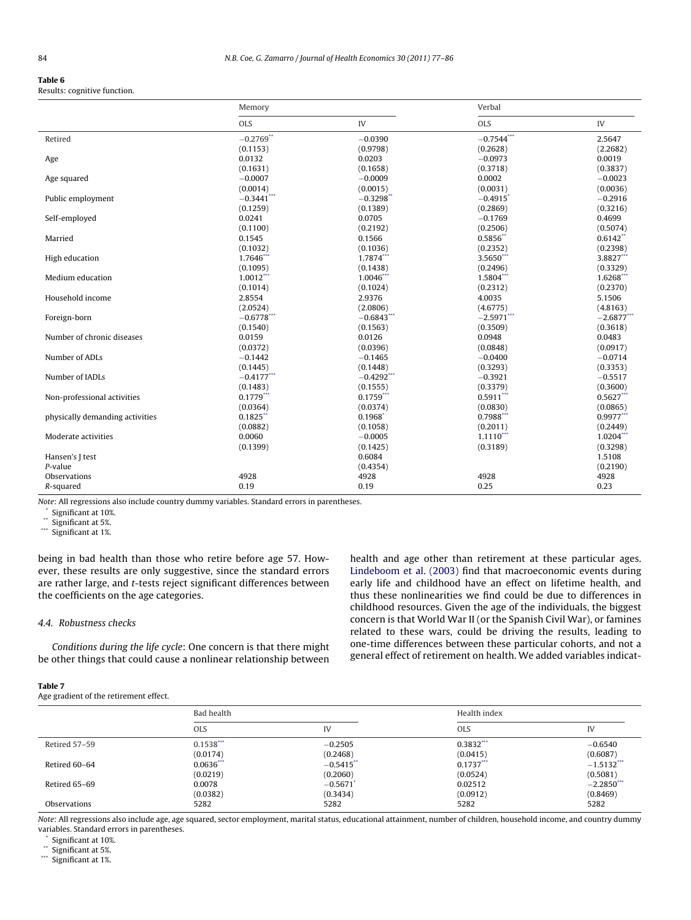**Table 6**
Results: cognitive function.

| | Memory | | Verbal | |
|---|---|---|---|---|
| | OLS | IV | OLS | IV |
| Retired | −0.2769** | −0.0390 | −0.7544*** | 2.5647 |
| | (0.1153) | (0.9798) | (0.2628) | (2.2682) |
| Age | 0.0132 | 0.0203 | −0.0973 | 0.0019 |
| | (0.1631) | (0.1658) | (0.3718) | (0.3837) |
| Age squared | −0.0007 | −0.0009 | 0.0002 | −0.0023 |
| | (0.0014) | (0.0015) | (0.0031) | (0.0036) |
| Public employment | −0.3441*** | −0.3298** | −0.4915* | −0.2916 |
| | (0.1259) | (0.1389) | (0.2869) | (0.3216) |
| Self-employed | 0.0241 | 0.0705 | −0.1769 | 0.4699 |
| | (0.1100) | (0.2192) | (0.2506) | (0.5074) |
| Married | 0.1545 | 0.1566 | 0.5856** | 0.6142** |
| | (0.1032) | (0.1036) | (0.2352) | (0.2398) |
| High education | 1.7646*** | 1.7874*** | 3.5650*** | 3.8827*** |
| | (0.1095) | (0.1438) | (0.2496) | (0.3329) |
| Medium education | 1.0012*** | 1.0046*** | 1.5804*** | 1.6268*** |
| | (0.1014) | (0.1024) | (0.2312) | (0.2370) |
| Household income | 2.8554 | 2.9376 | 4.0035 | 5.1506 |
| | (2.0524) | (2.0806) | (4.6775) | (4.8163) |
| Foreign-born | −0.6778*** | −0.6843*** | −2.5971*** | −2.6877*** |
| | (0.1540) | (0.1563) | (0.3509) | (0.3618) |
| Number of chronic diseases | 0.0159 | 0.0126 | 0.0948 | 0.0483 |
| | (0.0372) | (0.0396) | (0.0848) | (0.0917) |
| Number of ADLs | −0.1442 | −0.1465 | −0.0400 | −0.0714 |
| | (0.1445) | (0.1448) | (0.3293) | (0.3353) |
| Number of IADLs | −0.4177*** | −0.4292*** | −0.3921 | −0.5517 |
| | (0.1483) | (0.1555) | (0.3379) | (0.3600) |
| Non-professional activities | 0.1779*** | 0.1759*** | 0.5911*** | 0.5627*** |
| | (0.0364) | (0.0374) | (0.0830) | (0.0865) |
| physically demanding activities | 0.1825** | 0.1968* | 0.7988*** | 0.9977*** |
| | (0.0882) | (0.1058) | (0.2011) | (0.2449) |
| Moderate activities | 0.0060 | −0.0005 | 1.1110*** | 1.0204*** |
| | (0.1399) | (0.1425) | (0.3189) | (0.3298) |
| Hansen's J test | | 0.6084 | | 1.5108 |
| *P*-value | | (0.4354) | | (0.2190) |
| Observations | 4928 | 4928 | 4928 | 4928 |
| *R*-squared | 0.19 | 0.19 | 0.25 | 0.23 |

*Note*: All regressions also include country dummy variables. Standard errors in parentheses.
\* Significant at 10%.
\*\* Significant at 5%.
\*\*\* Significant at 1%.

being in bad health than those who retire before age 57. However, these results are only suggestive, since the standard errors are rather large, and *t*-tests reject significant differences between the coefficients on the age categories.

### 4.4. Robustness checks

*Conditions during the life cycle*: One concern is that there might be other things that could cause a nonlinear relationship between health and age other than retirement at these particular ages. Lindeboom et al. (2003) find that macroeconomic events during early life and childhood have an effect on lifetime health, and thus these nonlinearities we find could be due to differences in childhood resources. Given the age of the individuals, the biggest concern is that World War II (or the Spanish Civil War), or famines related to these wars, could be driving the results, leading to one-time differences between these particular cohorts, and not a general effect of retirement on health. We added variables indicat-

**Table 7**
Age gradient of the retirement effect.

| | Bad health | | Health index | |
|---|---|---|---|---|
| | OLS | IV | OLS | IV |
| Retired 57–59 | 0.1538*** | −0.2505 | 0.3832*** | −0.6540 |
| | (0.0174) | (0.2468) | (0.0415) | (0.6087) |
| Retired 60–64 | 0.0636*** | −0.5415** | 0.1737*** | −1.5132*** |
| | (0.0219) | (0.2060) | (0.0524) | (0.5081) |
| Retired 65–69 | 0.0078 | −0.5671* | 0.02512 | −2.2850*** |
| | (0.0382) | (0.3434) | (0.0912) | (0.8469) |
| Observations | 5282 | 5282 | 5282 | 5282 |

*Note*: All regressions also include age, age squared, sector employment, marital status, educational attainment, number of children, household income, and country dummy variables. Standard errors in parentheses.
\* Significant at 10%.
\*\* Significant at 5%.
\*\*\* Significant at 1%.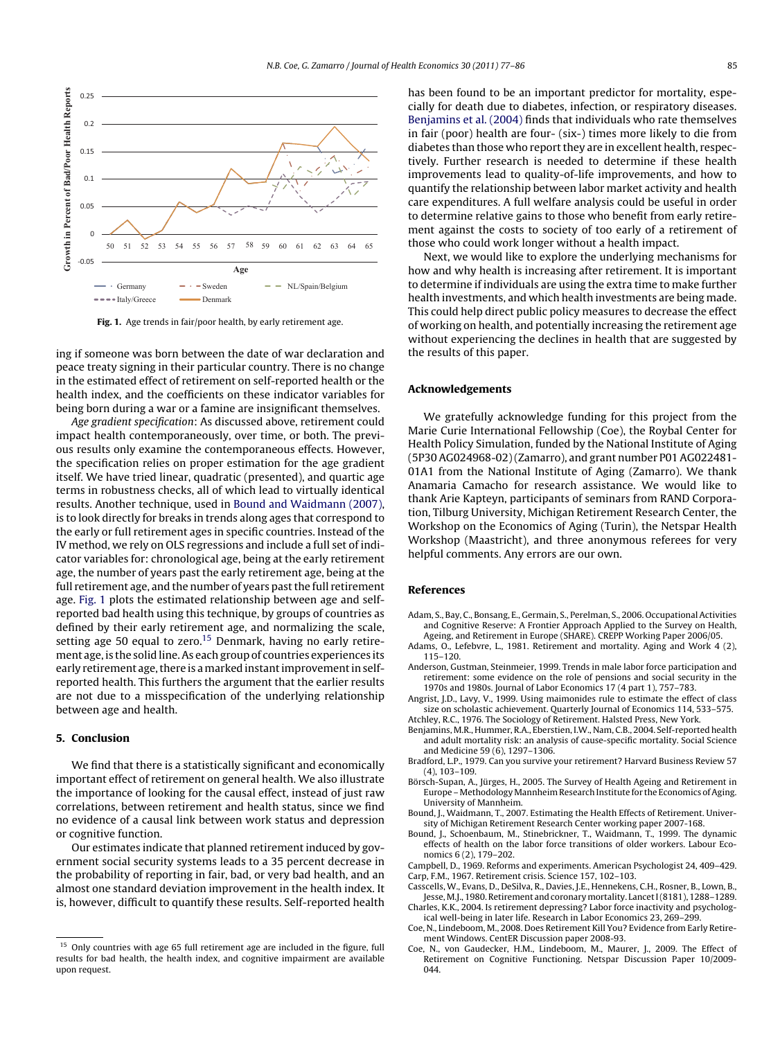0.25

0.2

0.15

0.1

0.05

0

-0.05

Growth in Percent of Bad/Poor Health Reports

50 51 52 53 54 55 56 57 58 59 60 61 62 63 64 65

Age

Germany
Sweden
NL/Spain/Belgium
Italy/Greece
Denmark

**Fig. 1.** Age trends in fair/poor health, by early retirement age.

ing if someone was born between the date of war declaration and peace treaty signing in their particular country. There is no change in the estimated effect of retirement on self-reported health or the health index, and the coefficients on these indicator variables for being born during a war or a famine are insignificant themselves.

*Age gradient specification*: As discussed above, retirement could impact health contemporaneously, over time, or both. The previous results only examine the contemporaneous effects. However, the specification relies on proper estimation for the age gradient itself. We have tried linear, quadratic (presented), and quartic age terms in robustness checks, all of which lead to virtually identical results. Another technique, used in Bound and Waidmann (2007), is to look directly for breaks in trends along ages that correspond to the early or full retirement ages in specific countries. Instead of the IV method, we rely on OLS regressions and include a full set of indicator variables for: chronological age, being at the early retirement age, the number of years past the early retirement age, being at the full retirement age, and the number of years past the full retirement age. Fig. 1 plots the estimated relationship between age and self-reported bad health using this technique, by groups of countries as defined by their early retirement age, and normalizing the scale, setting age 50 equal to zero.[15] Denmark, having no early retirement age, is the solid line. As each group of countries experiences its early retirement age, there is a marked instant improvement in self-reported health. This furthers the argument that the earlier results are not due to a misspecification of the underlying relationship between age and health.

## 5. Conclusion

We find that there is a statistically significant and economically important effect of retirement on general health. We also illustrate the importance of looking for the causal effect, instead of just raw correlations, between retirement and health status, since we find no evidence of a causal link between work status and depression or cognitive function.

Our estimates indicate that planned retirement induced by government social security systems leads to a 35 percent decrease in the probability of reporting in fair, bad, or very bad health, and an almost one standard deviation improvement in the health index. It is, however, difficult to quantify these results. Self-reported health has been found to be an important predictor for mortality, especially for death due to diabetes, infection, or respiratory diseases. Benjamins et al. (2004) finds that individuals who rate themselves in fair (poor) health are four- (six-) times more likely to die from diabetes than those who report they are in excellent health, respectively. Further research is needed to determine if these health improvements lead to quality-of-life improvements, and how to quantify the relationship between labor market activity and health care expenditures. A full welfare analysis could be useful in order to determine relative gains to those who benefit from early retirement against the costs to society of too early of a retirement of those who could work longer without a health impact.

Next, we would like to explore the underlying mechanisms for how and why health is increasing after retirement. It is important to determine if individuals are using the extra time to make further health investments, and which health investments are being made. This could help direct public policy measures to decrease the effect of working on health, and potentially increasing the retirement age without experiencing the declines in health that are suggested by the results of this paper.

[15] Only countries with age 65 full retirement age are included in the figure, full results for bad health, the health index, and cognitive impairment are available upon request.

## Acknowledgements

We gratefully acknowledge funding for this project from the Marie Curie International Fellowship (Coe), the Roybal Center for Health Policy Simulation, funded by the National Institute of Aging (5P30 AG024968-02) (Zamarro), and grant number P01 AG022481-01A1 from the National Institute of Aging (Zamarro). We thank Anamaria Camacho for research assistance. We would like to thank Arie Kapteyn, participants of seminars from RAND Corporation, Tilburg University, Michigan Retirement Research Center, the Workshop on the Economics of Aging (Turin), the Netspar Health Workshop (Maastricht), and three anonymous referees for very helpful comments. Any errors are our own.

## References

Adam, S., Bay, C., Bonsang, E., Germain, S., Perelman, S., 2006. Occupational Activities and Cognitive Reserve: A Frontier Approach Applied to the Survey on Health, Ageing, and Retirement in Europe (SHARE). CREPP Working Paper 2006/05.

Adams, O., Lefebvre, L., 1981. Retirement and mortality. Aging and Work 4 (2), 115–120.

Anderson, Gustman, Steinmeier, 1999. Trends in male labor force participation and retirement: some evidence on the role of pensions and social security in the 1970s and 1980s. Journal of Labor Economics 17 (4 part 1), 757–783.

Angrist, J.D., Lavy, V., 1999. Using maimonides rule to estimate the effect of class size on scholastic achievement. Quarterly Journal of Economics 114, 533–575.

Atchley, R.C., 1976. The Sociology of Retirement. Halsted Press, New York.

Benjamins, M.R., Hummer, R.A., Eberstien, I.W., Nam, C.B., 2004. Self-reported health and adult mortality risk: an analysis of cause-specific mortality. Social Science and Medicine 59 (6), 1297–1306.

Bradford, L.P., 1979. Can you survive your retirement? Harvard Business Review 57 (4), 103–109.

Börsch-Supan, A., Jürges, H., 2005. The Survey of Health Ageing and Retirement in Europe – Methodology Mannheim Research Institute for the Economics of Aging. University of Mannheim.

Bound, J., Waidmann, T., 2007. Estimating the Health Effects of Retirement. University of Michigan Retirement Research Center working paper 2007-168.

Bound, J., Schoenbaum, M., Stinebrickner, T., Waidmann, T., 1999. The dynamic effects of health on the labor force transitions of older workers. Labour Economics 6 (2), 179–202.

Campbell, D., 1969. Reforms and experiments. American Psychologist 24, 409–429.

Carp, F.M., 1967. Retirement crisis. Science 157, 102–103.

Casscells, W., Evans, D., DeSilva, R., Davies, J.E., Hennekens, C.H., Rosner, B., Lown, B., Jesse, M.J., 1980. Retirement and coronary mortality. Lancet I (8181), 1288–1289.

Charles, K.K., 2004. Is retirement depressing? Labor force inactivity and psychological well-being in later life. Research in Labor Economics 23, 269–299.

Coe, N., Lindeboom, M., 2008. Does Retirement Kill You? Evidence from Early Retirement Windows. CentER Discussion paper 2008-93.

Coe, N., von Gaudecker, H.M., Lindeboom, M., Maurer, J., 2009. The Effect of Retirement on Cognitive Functioning. Netspar Discussion Paper 10/2009-044.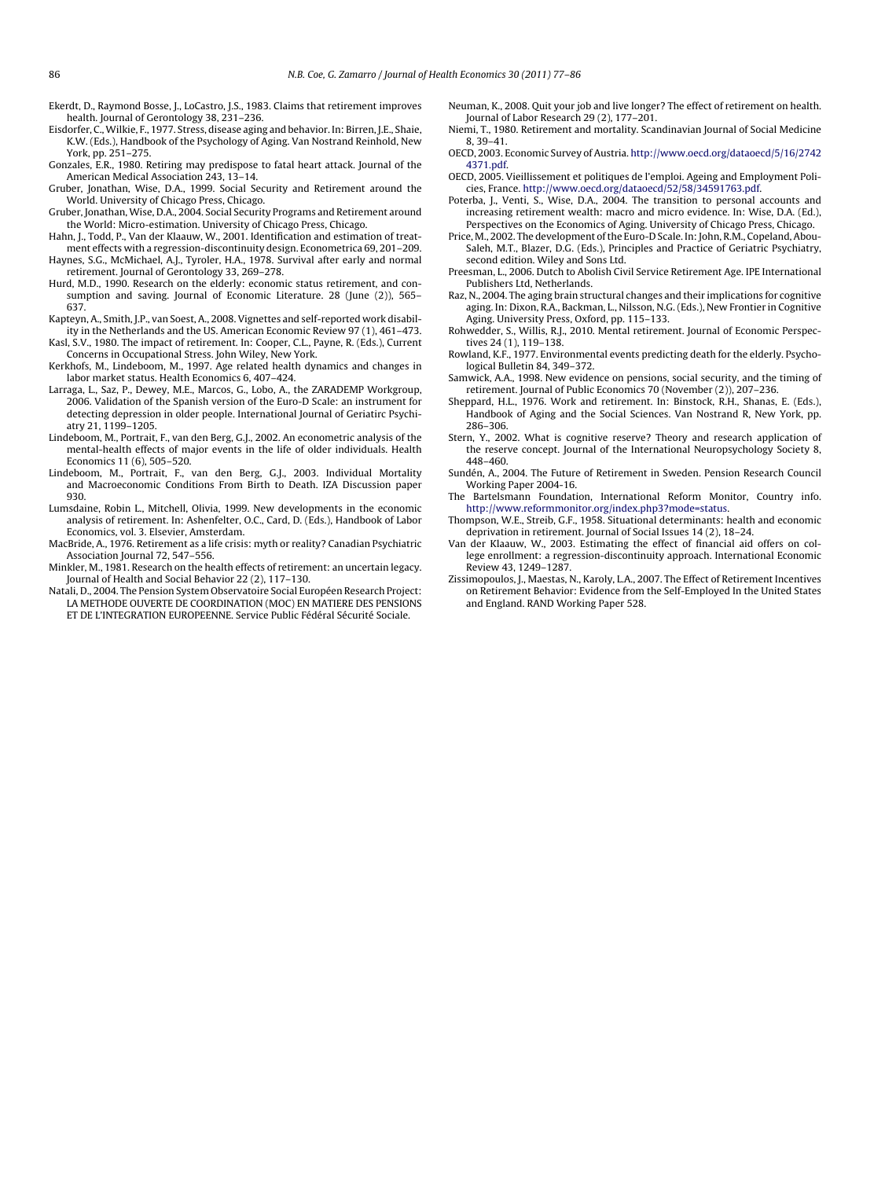Ekerdt, D., Raymond Bosse, J., LoCastro, J.S., 1983. Claims that retirement improves health. Journal of Gerontology 38, 231–236.

Eisdorfer, C., Wilkie, F., 1977. Stress, disease aging and behavior. In: Birren, J.E., Shaie, K.W. (Eds.), Handbook of the Psychology of Aging. Van Nostrand Reinhold, New York, pp. 251–275.

Gonzales, E.R., 1980. Retiring may predispose to fatal heart attack. Journal of the American Medical Association 243, 13–14.

Gruber, Jonathan, Wise, D.A., 1999. Social Security and Retirement around the World. University of Chicago Press, Chicago.

Gruber, Jonathan, Wise, D.A., 2004. Social Security Programs and Retirement around the World: Micro-estimation. University of Chicago Press, Chicago.

Hahn, J., Todd, P., Van der Klaauw, W., 2001. Identification and estimation of treatment effects with a regression-discontinuity design. Econometrica 69, 201–209.

Haynes, S.G., McMichael, A.J., Tyroler, H.A., 1978. Survival after early and normal retirement. Journal of Gerontology 33, 269–278.

Hurd, M.D., 1990. Research on the elderly: economic status retirement, and consumption and saving. Journal of Economic Literature. 28 (June (2)), 565–637.

Kapteyn, A., Smith, J.P., van Soest, A., 2008. Vignettes and self-reported work disability in the Netherlands and the US. American Economic Review 97 (1), 461–473.

Kasl, S.V., 1980. The impact of retirement. In: Cooper, C.L., Payne, R. (Eds.), Current Concerns in Occupational Stress. John Wiley, New York.

Kerkhofs, M., Lindeboom, M., 1997. Age related health dynamics and changes in labor market status. Health Economics 6, 407–424.

Larraga, L., Saz, P., Dewey, M.E., Marcos, G., Lobo, A., the ZARADEMP Workgroup, 2006. Validation of the Spanish version of the Euro-D Scale: an instrument for detecting depression in older people. International Journal of Geriatirc Psychiatry 21, 1199–1205.

Lindeboom, M., Portrait, F., van den Berg, G.J., 2002. An econometric analysis of the mental-health effects of major events in the life of older individuals. Health Economics 11 (6), 505–520.

Lindeboom, M., Portrait, F., van den Berg, G.J., 2003. Individual Mortality and Macroeconomic Conditions From Birth to Death. IZA Discussion paper 930.

Lumsdaine, Robin L., Mitchell, Olivia, 1999. New developments in the economic analysis of retirement. In: Ashenfelter, O.C., Card, D. (Eds.), Handbook of Labor Economics, vol. 3. Elsevier, Amsterdam.

MacBride, A., 1976. Retirement as a life crisis: myth or reality? Canadian Psychiatric Association Journal 72, 547–556.

Minkler, M., 1981. Research on the health effects of retirement: an uncertain legacy. Journal of Health and Social Behavior 22 (2), 117–130.

Natali, D., 2004. The Pension System Observatoire Social Européen Research Project: LA METHODE OUVERTE DE COORDINATION (MOC) EN MATIERE DES PENSIONS ET DE L'INTEGRATION EUROPEENNE. Service Public Fédéral Sécurité Sociale.

Neuman, K., 2008. Quit your job and live longer? The effect of retirement on health. Journal of Labor Research 29 (2), 177–201.

Niemi, T., 1980. Retirement and mortality. Scandinavian Journal of Social Medicine 8, 39–41.

OECD, 2003. Economic Survey of Austria. http://www.oecd.org/dataoecd/5/16/27424371.pdf.

OECD, 2005. Vieillissement et politiques de l'emploi. Ageing and Employment Policies, France. http://www.oecd.org/dataoecd/52/58/34591763.pdf.

Poterba, J., Venti, S., Wise, D.A., 2004. The transition to personal accounts and increasing retirement wealth: macro and micro evidence. In: Wise, D.A. (Ed.), Perspectives on the Economics of Aging. University of Chicago Press, Chicago.

Price, M., 2002. The development of the Euro-D Scale. In: John, R.M., Copeland, Abou-Saleh, M.T., Blazer, D.G. (Eds.), Principles and Practice of Geriatric Psychiatry, second edition. Wiley and Sons Ltd.

Preesman, L., 2006. Dutch to Abolish Civil Service Retirement Age. IPE International Publishers Ltd, Netherlands.

Raz, N., 2004. The aging brain structural changes and their implications for cognitive aging. In: Dixon, R.A., Backman, L., Nilsson, N.G. (Eds.), New Frontier in Cognitive Aging. University Press, Oxford, pp. 115–133.

Rohwedder, S., Willis, R.J., 2010. Mental retirement. Journal of Economic Perspectives 24 (1), 119–138.

Rowland, K.F., 1977. Environmental events predicting death for the elderly. Psychological Bulletin 84, 349–372.

Samwick, A.A., 1998. New evidence on pensions, social security, and the timing of retirement. Journal of Public Economics 70 (November (2)), 207–236.

Sheppard, H.L., 1976. Work and retirement. In: Binstock, R.H., Shanas, E. (Eds.), Handbook of Aging and the Social Sciences. Van Nostrand R, New York, pp. 286–306.

Stern, Y., 2002. What is cognitive reserve? Theory and research application of the reserve concept. Journal of the International Neuropsychology Society 8, 448–460.

Sundén, A., 2004. The Future of Retirement in Sweden. Pension Research Council Working Paper 2004-16.

The Bartelsmann Foundation, International Reform Monitor, Country info. http://www.reformmonitor.org/index.php3?mode=status.

Thompson, W.E., Streib, G.F., 1958. Situational determinants: health and economic deprivation in retirement. Journal of Social Issues 14 (2), 18–24.

Van der Klaauw, W., 2003. Estimating the effect of financial aid offers on college enrollment: a regression-discontinuity approach. International Economic Review 43, 1249–1287.

Zissimopoulos, J., Maestas, N., Karoly, L.A., 2007. The Effect of Retirement Incentives on Retirement Behavior: Evidence from the Self-Employed In the United States and England. RAND Working Paper 528.